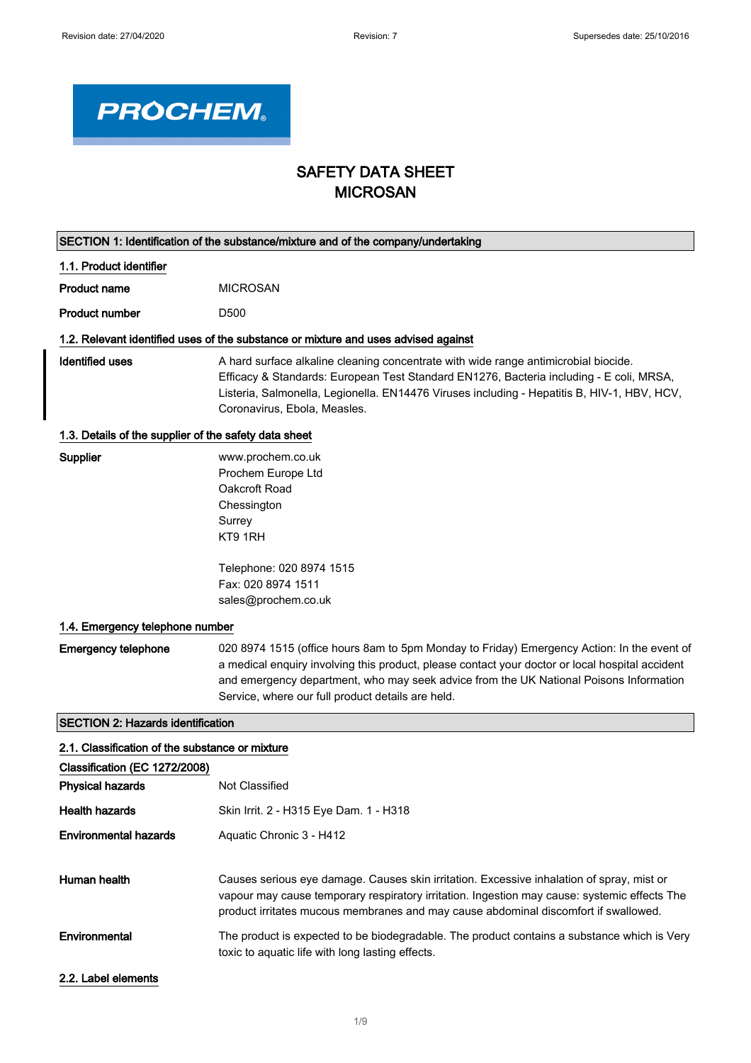PROCHEM

# SAFETY DATA SHEET
# MICROSAN

## SECTION 1: Identification of the substance/mixture and of the company/undertaking

### 1.1. Product identifier

**Product name** MICROSAN

**Product number** D500

### 1.2. Relevant identified uses of the substance or mixture and uses advised against

**Identified uses** A hard surface alkaline cleaning concentrate with wide range antimicrobial biocide. Efficacy & Standards: European Test Standard EN1276, Bacteria including - E coli, MRSA, Listeria, Salmonella, Legionella. EN14476 Viruses including - Hepatitis B, HIV-1, HBV, HCV, Coronavirus, Ebola, Measles.

### 1.3. Details of the supplier of the safety data sheet

**Supplier**
www.prochem.co.uk
Prochem Europe Ltd
Oakcroft Road
Chessington
Surrey
KT9 1RH

Telephone: 020 8974 1515
Fax: 020 8974 1511
sales@prochem.co.uk

### 1.4. Emergency telephone number

**Emergency telephone** 020 8974 1515 (office hours 8am to 5pm Monday to Friday) Emergency Action: In the event of a medical enquiry involving this product, please contact your doctor or local hospital accident and emergency department, who may seek advice from the UK National Poisons Information Service, where our full product details are held.

## SECTION 2: Hazards identification

### 2.1. Classification of the substance or mixture

**Classification (EC 1272/2008)**

**Physical hazards** Not Classified

**Health hazards** Skin Irrit. 2 - H315 Eye Dam. 1 - H318

**Environmental hazards** Aquatic Chronic 3 - H412

**Human health** Causes serious eye damage. Causes skin irritation. Excessive inhalation of spray, mist or vapour may cause temporary respiratory irritation. Ingestion may cause: systemic effects The product irritates mucous membranes and may cause abdominal discomfort if swallowed.

**Environmental** The product is expected to be biodegradable. The product contains a substance which is Very toxic to aquatic life with long lasting effects.

### 2.2. Label elements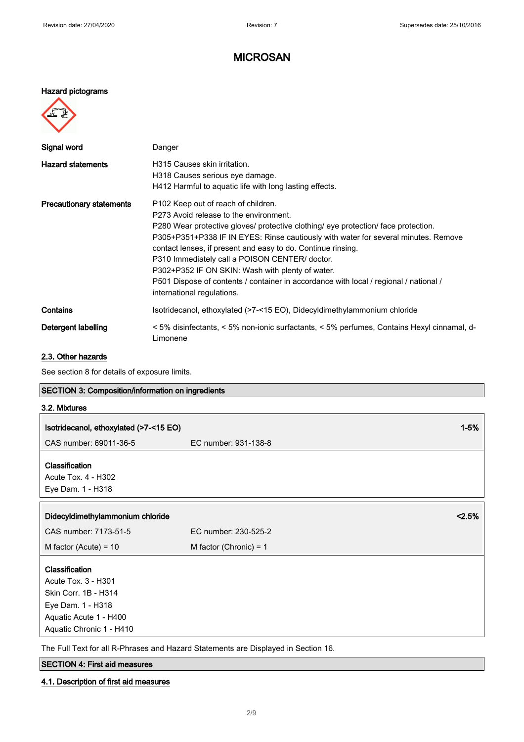# MICROSAN

**Hazard pictograms**

| | |
|---|---|
| **Signal word** | Danger |
| **Hazard statements** | H315 Causes skin irritation.<br>H318 Causes serious eye damage.<br>H412 Harmful to aquatic life with long lasting effects. |
| **Precautionary statements** | P102 Keep out of reach of children.<br>P273 Avoid release to the environment.<br>P280 Wear protective gloves/ protective clothing/ eye protection/ face protection.<br>P305+P351+P338 IF IN EYES: Rinse cautiously with water for several minutes. Remove contact lenses, if present and easy to do. Continue rinsing.<br>P310 Immediately call a POISON CENTER/ doctor.<br>P302+P352 IF ON SKIN: Wash with plenty of water.<br>P501 Dispose of contents / container in accordance with local / regional / national / international regulations. |
| **Contains** | Isotridecanol, ethoxylated (>7-<15 EO), Didecyldimethylammonium chloride |
| **Detergent labelling** | < 5% disinfectants, < 5% non-ionic surfactants, < 5% perfumes, Contains Hexyl cinnamal, d-Limonene |

## 2.3. Other hazards

See section 8 for details of exposure limits.

## SECTION 3: Composition/information on ingredients

### 3.2. Mixtures

| **Isotridecanol, ethoxylated (>7-<15 EO)** | | **1-5%** |
|---|---|---|
| CAS number: 69011-36-5 | EC number: 931-138-8 | |

**Classification**
Acute Tox. 4 - H302
Eye Dam. 1 - H318

| **Didecyldimethylammonium chloride** | | **<2.5%** |
|---|---|---|
| CAS number: 7173-51-5 | EC number: 230-525-2 | |
| M factor (Acute) = 10 | M factor (Chronic) = 1 | |

**Classification**
Acute Tox. 3 - H301
Skin Corr. 1B - H314
Eye Dam. 1 - H318
Aquatic Acute 1 - H400
Aquatic Chronic 1 - H410

The Full Text for all R-Phrases and Hazard Statements are Displayed in Section 16.

## SECTION 4: First aid measures

### 4.1. Description of first aid measures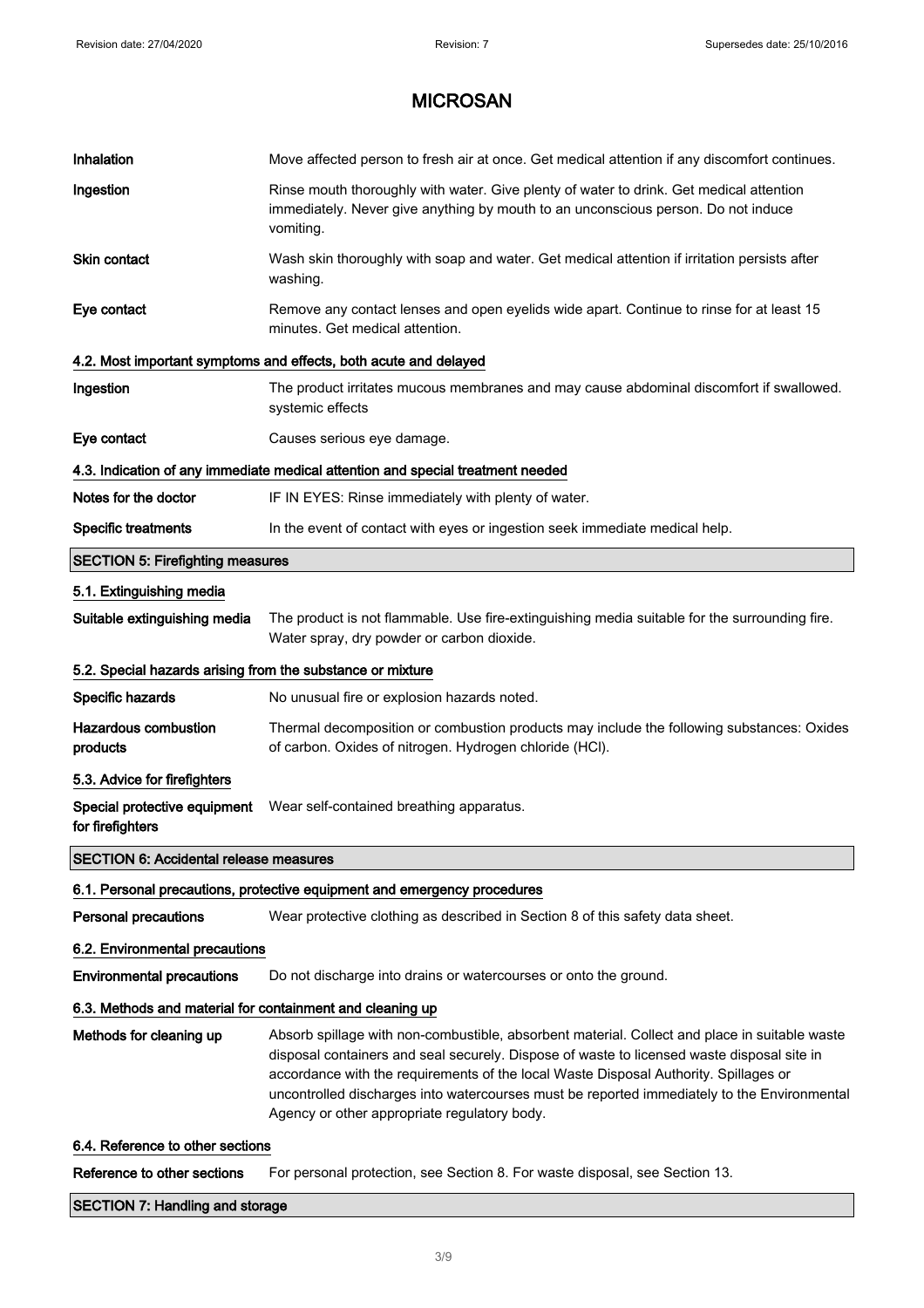| | |
|---|---|
| **Inhalation** | Move affected person to fresh air at once. Get medical attention if any discomfort continues. |
| **Ingestion** | Rinse mouth thoroughly with water. Give plenty of water to drink. Get medical attention immediately. Never give anything by mouth to an unconscious person. Do not induce vomiting. |
| **Skin contact** | Wash skin thoroughly with soap and water. Get medical attention if irritation persists after washing. |
| **Eye contact** | Remove any contact lenses and open eyelids wide apart. Continue to rinse for at least 15 minutes. Get medical attention. |

### 4.2. Most important symptoms and effects, both acute and delayed

| | |
|---|---|
| **Ingestion** | The product irritates mucous membranes and may cause abdominal discomfort if swallowed. systemic effects |
| **Eye contact** | Causes serious eye damage. |

### 4.3. Indication of any immediate medical attention and special treatment needed

| | |
|---|---|
| **Notes for the doctor** | IF IN EYES: Rinse immediately with plenty of water. |
| **Specific treatments** | In the event of contact with eyes or ingestion seek immediate medical help. |

## SECTION 5: Firefighting measures

### 5.1. Extinguishing media

| | |
|---|---|
| **Suitable extinguishing media** | The product is not flammable. Use fire-extinguishing media suitable for the surrounding fire. Water spray, dry powder or carbon dioxide. |

### 5.2. Special hazards arising from the substance or mixture

| | |
|---|---|
| **Specific hazards** | No unusual fire or explosion hazards noted. |
| **Hazardous combustion products** | Thermal decomposition or combustion products may include the following substances: Oxides of carbon. Oxides of nitrogen. Hydrogen chloride (HCl). |

### 5.3. Advice for firefighters

| | |
|---|---|
| **Special protective equipment for firefighters** | Wear self-contained breathing apparatus. |

## SECTION 6: Accidental release measures

### 6.1. Personal precautions, protective equipment and emergency procedures

| | |
|---|---|
| **Personal precautions** | Wear protective clothing as described in Section 8 of this safety data sheet. |

### 6.2. Environmental precautions

| | |
|---|---|
| **Environmental precautions** | Do not discharge into drains or watercourses or onto the ground. |

### 6.3. Methods and material for containment and cleaning up

| | |
|---|---|
| **Methods for cleaning up** | Absorb spillage with non-combustible, absorbent material. Collect and place in suitable waste disposal containers and seal securely. Dispose of waste to licensed waste disposal site in accordance with the requirements of the local Waste Disposal Authority. Spillages or uncontrolled discharges into watercourses must be reported immediately to the Environmental Agency or other appropriate regulatory body. |

### 6.4. Reference to other sections

| | |
|---|---|
| **Reference to other sections** | For personal protection, see Section 8. For waste disposal, see Section 13. |

## SECTION 7: Handling and storage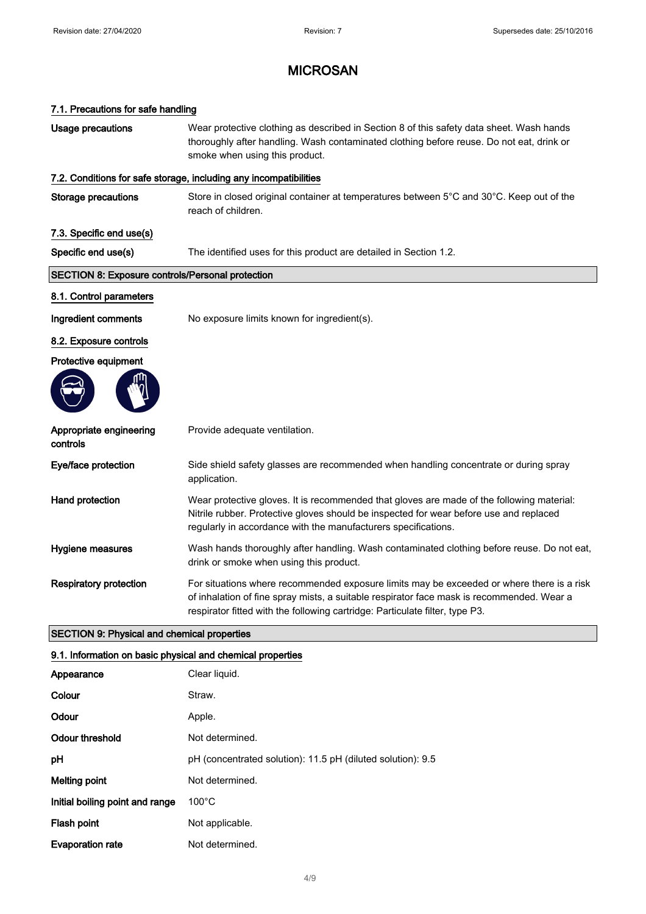# MICROSAN

### 7.1. Precautions for safe handling

**Usage precautions**
Wear protective clothing as described in Section 8 of this safety data sheet. Wash hands thoroughly after handling. Wash contaminated clothing before reuse. Do not eat, drink or smoke when using this product.

### 7.2. Conditions for safe storage, including any incompatibilities

**Storage precautions**
Store in closed original container at temperatures between 5°C and 30°C. Keep out of the reach of children.

### 7.3. Specific end use(s)

**Specific end use(s)**
The identified uses for this product are detailed in Section 1.2.

## SECTION 8: Exposure controls/Personal protection

### 8.1. Control parameters

**Ingredient comments**
No exposure limits known for ingredient(s).

### 8.2. Exposure controls

**Protective equipment**

**Appropriate engineering controls**
Provide adequate ventilation.

**Eye/face protection**
Side shield safety glasses are recommended when handling concentrate or during spray application.

**Hand protection**
Wear protective gloves. It is recommended that gloves are made of the following material: Nitrile rubber. Protective gloves should be inspected for wear before use and replaced regularly in accordance with the manufacturers specifications.

**Hygiene measures**
Wash hands thoroughly after handling. Wash contaminated clothing before reuse. Do not eat, drink or smoke when using this product.

**Respiratory protection**
For situations where recommended exposure limits may be exceeded or where there is a risk of inhalation of fine spray mists, a suitable respirator face mask is recommended. Wear a respirator fitted with the following cartridge: Particulate filter, type P3.

## SECTION 9: Physical and chemical properties

### 9.1. Information on basic physical and chemical properties

| Property | Value |
|---|---|
| Appearance | Clear liquid. |
| Colour | Straw. |
| Odour | Apple. |
| Odour threshold | Not determined. |
| pH | pH (concentrated solution): 11.5 pH (diluted solution): 9.5 |
| Melting point | Not determined. |
| Initial boiling point and range | 100°C |
| Flash point | Not applicable. |
| Evaporation rate | Not determined. |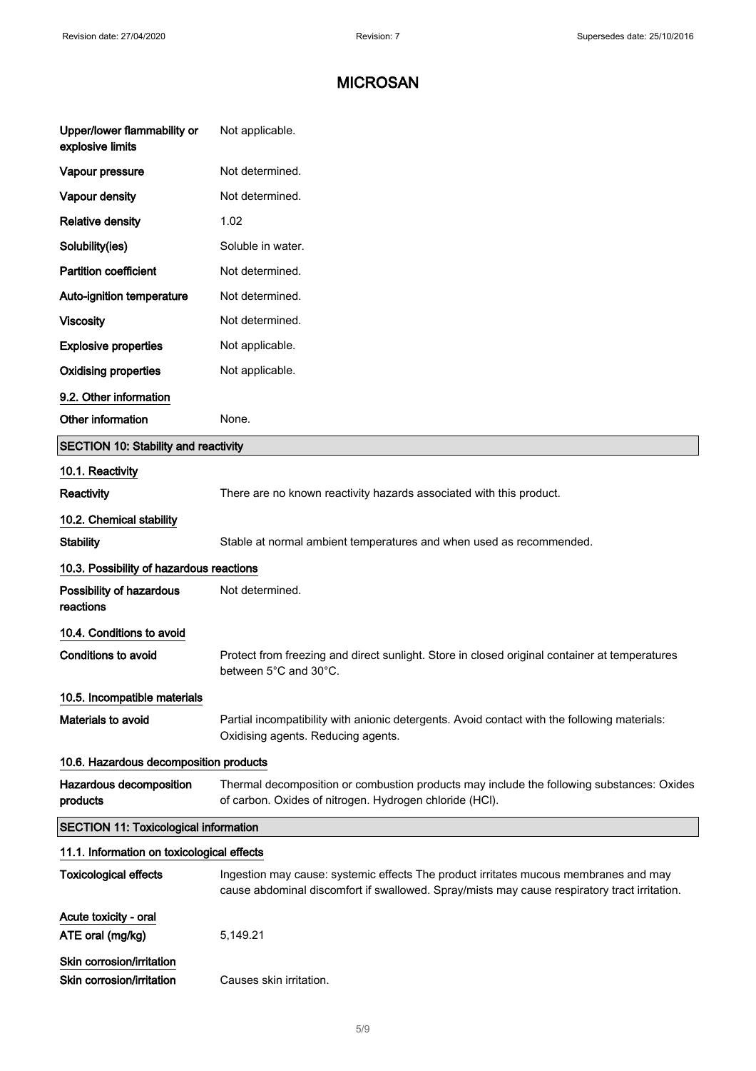# MICROSAN

| | |
|---|---|
| **Upper/lower flammability or explosive limits** | Not applicable. |
| **Vapour pressure** | Not determined. |
| **Vapour density** | Not determined. |
| **Relative density** | 1.02 |
| **Solubility(ies)** | Soluble in water. |
| **Partition coefficient** | Not determined. |
| **Auto-ignition temperature** | Not determined. |
| **Viscosity** | Not determined. |
| **Explosive properties** | Not applicable. |
| **Oxidising properties** | Not applicable. |

### 9.2. Other information

| | |
|---|---|
| **Other information** | None. |

## SECTION 10: Stability and reactivity

### 10.1. Reactivity

| | |
|---|---|
| **Reactivity** | There are no known reactivity hazards associated with this product. |

### 10.2. Chemical stability

| | |
|---|---|
| **Stability** | Stable at normal ambient temperatures and when used as recommended. |

### 10.3. Possibility of hazardous reactions

| | |
|---|---|
| **Possibility of hazardous reactions** | Not determined. |

### 10.4. Conditions to avoid

| | |
|---|---|
| **Conditions to avoid** | Protect from freezing and direct sunlight. Store in closed original container at temperatures between 5°C and 30°C. |

### 10.5. Incompatible materials

| | |
|---|---|
| **Materials to avoid** | Partial incompatibility with anionic detergents. Avoid contact with the following materials: Oxidising agents. Reducing agents. |

### 10.6. Hazardous decomposition products

| | |
|---|---|
| **Hazardous decomposition products** | Thermal decomposition or combustion products may include the following substances: Oxides of carbon. Oxides of nitrogen. Hydrogen chloride (HCl). |

## SECTION 11: Toxicological information

### 11.1. Information on toxicological effects

| | |
|---|---|
| **Toxicological effects** | Ingestion may cause: systemic effects The product irritates mucous membranes and may cause abdominal discomfort if swallowed. Spray/mists may cause respiratory tract irritation. |

**Acute toxicity - oral**

| | |
|---|---|
| **ATE oral (mg/kg)** | 5,149.21 |

**Skin corrosion/irritation**

| | |
|---|---|
| **Skin corrosion/irritation** | Causes skin irritation. |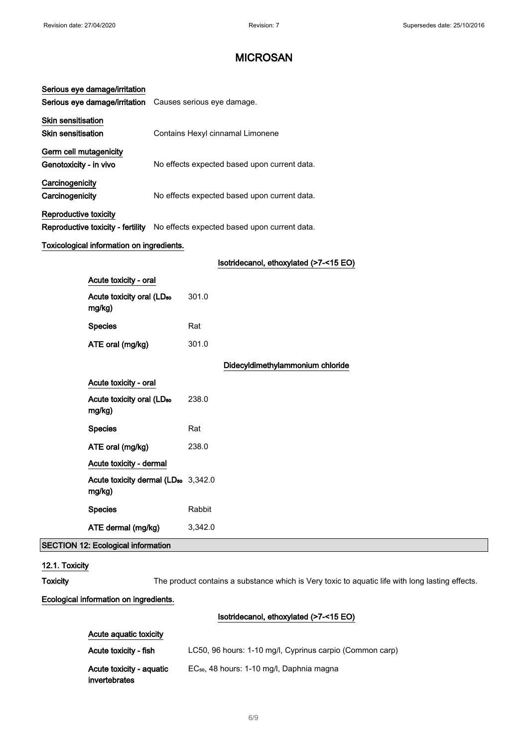# MICROSAN

**Serious eye damage/irritation**

| | |
|---|---|
| **Serious eye damage/irritation** | Causes serious eye damage. |

**Skin sensitisation**

| | |
|---|---|
| **Skin sensitisation** | Contains Hexyl cinnamal Limonene |

**Germ cell mutagenicity**

| | |
|---|---|
| **Genotoxicity - in vivo** | No effects expected based upon current data. |

**Carcinogenicity**

| | |
|---|---|
| **Carcinogenicity** | No effects expected based upon current data. |

**Reproductive toxicity**

| | |
|---|---|
| **Reproductive toxicity - fertility** | No effects expected based upon current data. |

**Toxicological information on ingredients.**

**Isotridecanol, ethoxylated (>7-<15 EO)**

**Acute toxicity - oral**

| | |
|---|---|
| **Acute toxicity oral ($LD_{50}$ mg/kg)** | 301.0 |
| **Species** | Rat |
| **ATE oral (mg/kg)** | 301.0 |

**Didecyldimethylammonium chloride**

**Acute toxicity - oral**

| | |
|---|---|
| **Acute toxicity oral ($LD_{50}$ mg/kg)** | 238.0 |
| **Species** | Rat |
| **ATE oral (mg/kg)** | 238.0 |

**Acute toxicity - dermal**

| | |
|---|---|
| **Acute toxicity dermal ($LD_{50}$ mg/kg)** | 3,342.0 |
| **Species** | Rabbit |
| **ATE dermal (mg/kg)** | 3,342.0 |

## SECTION 12: Ecological information

### 12.1. Toxicity

| | |
|---|---|
| **Toxicity** | The product contains a substance which is Very toxic to aquatic life with long lasting effects. |

**Ecological information on ingredients.**

**Isotridecanol, ethoxylated (>7-<15 EO)**

**Acute aquatic toxicity**

| | |
|---|---|
| **Acute toxicity - fish** | LC50, 96 hours: 1-10 mg/l, Cyprinus carpio (Common carp) |
| **Acute toxicity - aquatic invertebrates** | $EC_{50}$, 48 hours: 1-10 mg/l, Daphnia magna |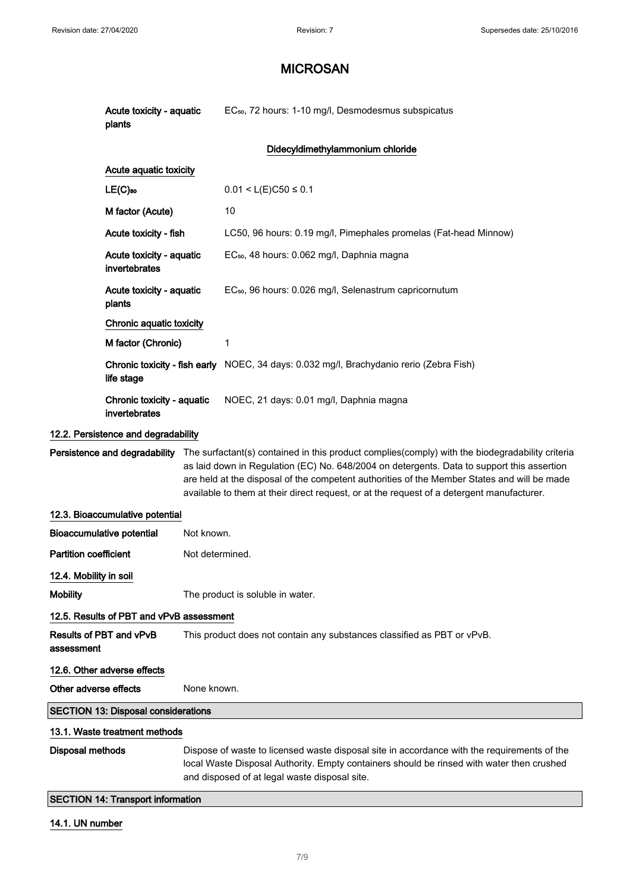# MICROSAN

| | |
|---|---|
| **Acute toxicity - aquatic plants** | $EC_{50}$, 72 hours: 1-10 mg/l, Desmodesmus subspicatus |

**Didecyldimethylammonium chloride**

| | |
|---|---|
| **Acute aquatic toxicity** | |
| **$LE(C)_{50}$** | $0.01 < L(E)C50 \leq 0.1$ |
| **M factor (Acute)** | 10 |
| **Acute toxicity - fish** | LC50, 96 hours: 0.19 mg/l, Pimephales promelas (Fat-head Minnow) |
| **Acute toxicity - aquatic invertebrates** | $EC_{50}$, 48 hours: 0.062 mg/l, Daphnia magna |
| **Acute toxicity - aquatic plants** | $EC_{50}$, 96 hours: 0.026 mg/l, Selenastrum capricornutum |
| **Chronic aquatic toxicity** | |
| **M factor (Chronic)** | 1 |
| **Chronic toxicity - fish early life stage** | NOEC, 34 days: 0.032 mg/l, Brachydanio rerio (Zebra Fish) |
| **Chronic toxicity - aquatic invertebrates** | NOEC, 21 days: 0.01 mg/l, Daphnia magna |

### 12.2. Persistence and degradability

**Persistence and degradability** The surfactant(s) contained in this product complies(comply) with the biodegradability criteria as laid down in Regulation (EC) No. 648/2004 on detergents. Data to support this assertion are held at the disposal of the competent authorities of the Member States and will be made available to them at their direct request, or at the request of a detergent manufacturer.

### 12.3. Bioaccumulative potential

**Bioaccumulative potential** Not known.

**Partition coefficient** Not determined.

### 12.4. Mobility in soil

**Mobility** The product is soluble in water.

### 12.5. Results of PBT and vPvB assessment

**Results of PBT and vPvB assessment** This product does not contain any substances classified as PBT or vPvB.

### 12.6. Other adverse effects

**Other adverse effects** None known.

## SECTION 13: Disposal considerations

### 13.1. Waste treatment methods

**Disposal methods** Dispose of waste to licensed waste disposal site in accordance with the requirements of the local Waste Disposal Authority. Empty containers should be rinsed with water then crushed and disposed of at legal waste disposal site.

## SECTION 14: Transport information

### 14.1. UN number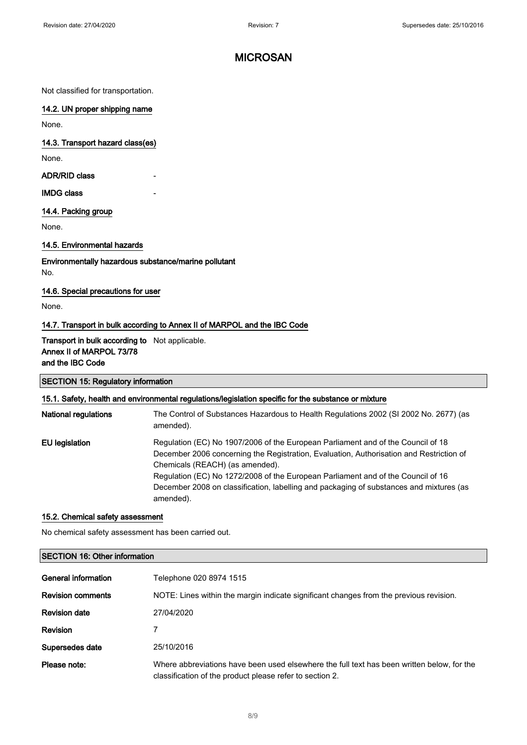# MICROSAN

Not classified for transportation.

### 14.2. UN proper shipping name

None.

### 14.3. Transport hazard class(es)

None.

**ADR/RID class** -

**IMDG class** -

### 14.4. Packing group

None.

### 14.5. Environmental hazards

**Environmentally hazardous substance/marine pollutant**

No.

### 14.6. Special precautions for user

None.

### 14.7. Transport in bulk according to Annex II of MARPOL and the IBC Code

**Transport in bulk according to Annex II of MARPOL 73/78 and the IBC Code** Not applicable.

## SECTION 15: Regulatory information

### 15.1. Safety, health and environmental regulations/legislation specific for the substance or mixture

**National regulations** The Control of Substances Hazardous to Health Regulations 2002 (SI 2002 No. 2677) (as amended).

**EU legislation** Regulation (EC) No 1907/2006 of the European Parliament and of the Council of 18 December 2006 concerning the Registration, Evaluation, Authorisation and Restriction of Chemicals (REACH) (as amended).
Regulation (EC) No 1272/2008 of the European Parliament and of the Council of 16 December 2008 on classification, labelling and packaging of substances and mixtures (as amended).

### 15.2. Chemical safety assessment

No chemical safety assessment has been carried out.

## SECTION 16: Other information

**General information** Telephone 020 8974 1515

**Revision comments** NOTE: Lines within the margin indicate significant changes from the previous revision.

**Revision date** 27/04/2020

**Revision** 7

**Supersedes date** 25/10/2016

**Please note:** Where abbreviations have been used elsewhere the full text has been written below, for the classification of the product please refer to section 2.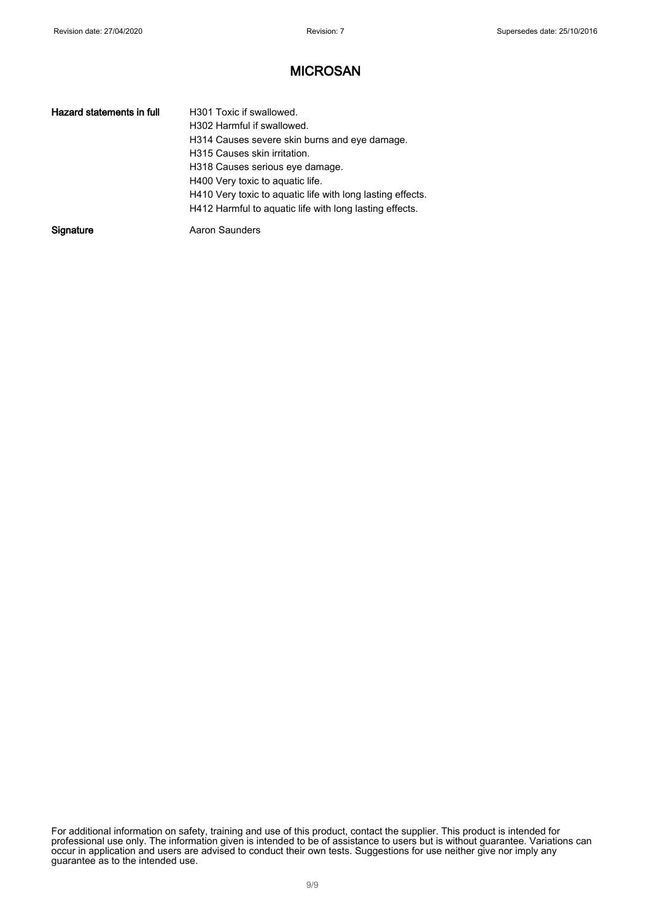# MICROSAN

| | |
|---|---|
| **Hazard statements in full** | H301 Toxic if swallowed.<br>H302 Harmful if swallowed.<br>H314 Causes severe skin burns and eye damage.<br>H315 Causes skin irritation.<br>H318 Causes serious eye damage.<br>H400 Very toxic to aquatic life.<br>H410 Very toxic to aquatic life with long lasting effects.<br>H412 Harmful to aquatic life with long lasting effects. |
| **Signature** | Aaron Saunders |

For additional information on safety, training and use of this product, contact the supplier. This product is intended for professional use only. The information given is intended to be of assistance to users but is without guarantee. Variations can occur in application and users are advised to conduct their own tests. Suggestions for use neither give nor imply any guarantee as to the intended use.